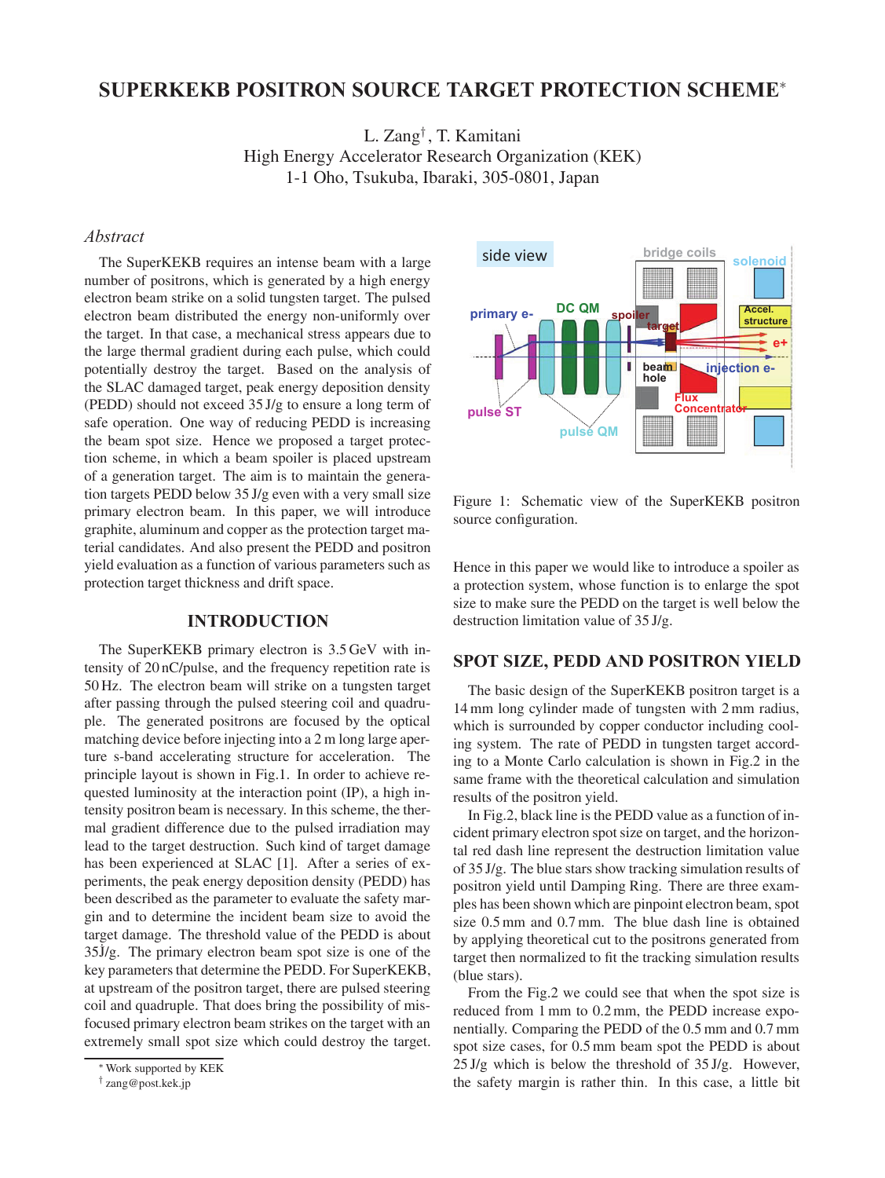# SUPERKEKB POSITRON SOURCE TARGET PROTECTION SCHEME*

L. Zang†, T. Kamitani
High Energy Accelerator Research Organization (KEK)
1-1 Oho, Tsukuba, Ibaraki, 305-0801, Japan

## *Abstract*

The SuperKEKB requires an intense beam with a large number of positrons, which is generated by a high energy electron beam strike on a solid tungsten target. The pulsed electron beam distributed the energy non-uniformly over the target. In that case, a mechanical stress appears due to the large thermal gradient during each pulse, which could potentially destroy the target. Based on the analysis of the SLAC damaged target, peak energy deposition density (PEDD) should not exceed 35 J/g to ensure a long term of safe operation. One way of reducing PEDD is increasing the beam spot size. Hence we proposed a target protection scheme, in which a beam spoiler is placed upstream of a generation target. The aim is to maintain the generation targets PEDD below 35 J/g even with a very small size primary electron beam. In this paper, we will introduce graphite, aluminum and copper as the protection target material candidates. And also present the PEDD and positron yield evaluation as a function of various parameters such as protection target thickness and drift space.

## INTRODUCTION

The SuperKEKB primary electron is 3.5 GeV with intensity of 20 nC/pulse, and the frequency repetition rate is 50 Hz. The electron beam will strike on a tungsten target after passing through the pulsed steering coil and quadruple. The generated positrons are focused by the optical matching device before injecting into a 2 m long large aperture s-band accelerating structure for acceleration. The principle layout is shown in Fig.1. In order to achieve requested luminosity at the interaction point (IP), a high intensity positron beam is necessary. In this scheme, the thermal gradient difference due to the pulsed irradiation may lead to the target destruction. Such kind of target damage has been experienced at SLAC [1]. After a series of experiments, the peak energy deposition density (PEDD) has been described as the parameter to evaluate the safety margin and to determine the incident beam size to avoid the target damage. The threshold value of the PEDD is about 35J/g. The primary electron beam spot size is one of the key parameters that determine the PEDD. For SuperKEKB, at upstream of the positron target, there are pulsed steering coil and quadruple. That does bring the possibility of misfocused primary electron beam strikes on the target with an extremely small spot size which could destroy the target.

Figure 1: Schematic view of the SuperKEKB positron source configuration.

Hence in this paper we would like to introduce a spoiler as a protection system, whose function is to enlarge the spot size to make sure the PEDD on the target is well below the destruction limitation value of 35 J/g.

## SPOT SIZE, PEDD AND POSITRON YIELD

The basic design of the SuperKEKB positron target is a 14 mm long cylinder made of tungsten with 2 mm radius, which is surrounded by copper conductor including cooling system. The rate of PEDD in tungsten target according to a Monte Carlo calculation is shown in Fig.2 in the same frame with the theoretical calculation and simulation results of the positron yield.

In Fig.2, black line is the PEDD value as a function of incident primary electron spot size on target, and the horizontal red dash line represent the destruction limitation value of 35 J/g. The blue stars show tracking simulation results of positron yield until Damping Ring. There are three examples has been shown which are pinpoint electron beam, spot size 0.5 mm and 0.7 mm. The blue dash line is obtained by applying theoretical cut to the positrons generated from target then normalized to fit the tracking simulation results (blue stars).

From the Fig.2 we could see that when the spot size is reduced from 1 mm to 0.2 mm, the PEDD increase exponentially. Comparing the PEDD of the 0.5 mm and 0.7 mm spot size cases, for 0.5 mm beam spot the PEDD is about 25 J/g which is below the threshold of 35 J/g. However, the safety margin is rather thin. In this case, a little bit

---

* Work supported by KEK
† zang@post.kek.jp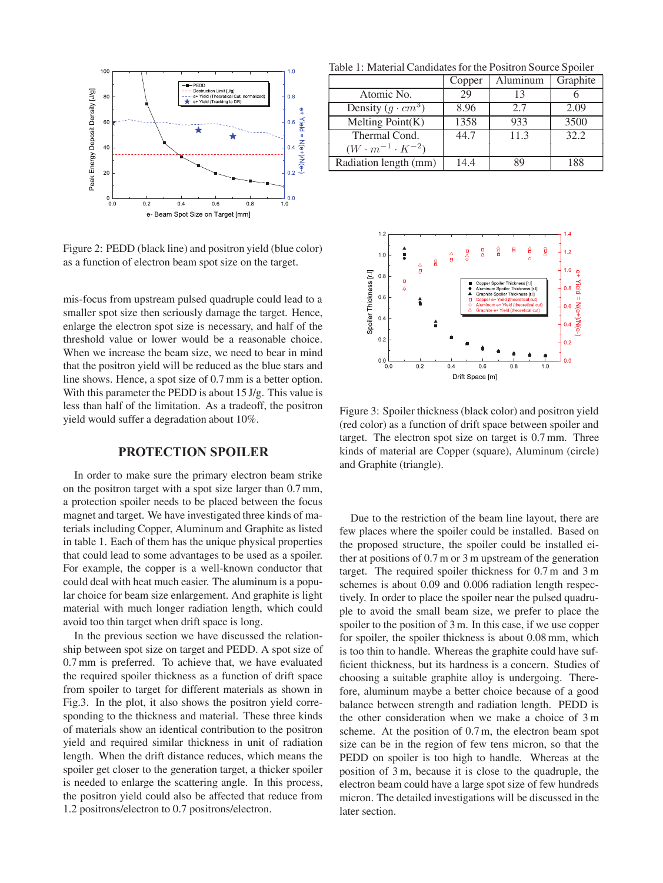Figure 2: PEDD (black line) and positron yield (blue color) as a function of electron beam spot size on the target.

mis-focus from upstream pulsed quadruple could lead to a smaller spot size then seriously damage the target. Hence, enlarge the electron spot size is necessary, and half of the threshold value or lower would be a reasonable choice. When we increase the beam size, we need to bear in mind that the positron yield will be reduced as the blue stars and line shows. Hence, a spot size of 0.7 mm is a better option. With this parameter the PEDD is about 15 J/g. This value is less than half of the limitation. As a tradeoff, the positron yield would suffer a degradation about 10%.

## PROTECTION SPOILER

In order to make sure the primary electron beam strike on the positron target with a spot size larger than 0.7 mm, a protection spoiler needs to be placed between the focus magnet and target. We have investigated three kinds of materials including Copper, Aluminum and Graphite as listed in table 1. Each of them has the unique physical properties that could lead to some advantages to be used as a spoiler. For example, the copper is a well-known conductor that could deal with heat much easier. The aluminum is a popular choice for beam size enlargement. And graphite is light material with much longer radiation length, which could avoid too thin target when drift space is long.

In the previous section we have discussed the relationship between spot size on target and PEDD. A spot size of 0.7 mm is preferred. To achieve that, we have evaluated the required spoiler thickness as a function of drift space from spoiler to target for different materials as shown in Fig.3. In the plot, it also shows the positron yield corresponding to the thickness and material. These three kinds of materials show an identical contribution to the positron yield and required similar thickness in unit of radiation length. When the drift distance reduces, which means the spoiler get closer to the generation target, a thicker spoiler is needed to enlarge the scattering angle. In this process, the positron yield could also be affected that reduce from 1.2 positrons/electron to 0.7 positrons/electron.

Table 1: Material Candidates for the Positron Source Spoiler

| | Copper | Aluminum | Graphite |
|---|---|---|---|
| Atomic No. | 29 | 13 | 6 |
| Density ($g \cdot cm^3$) | 8.96 | 2.7 | 2.09 |
| Melting Point(K) | 1358 | 933 | 3500 |
| Thermal Cond. ($W \cdot m^{-1} \cdot K^{-2}$) | 44.7 | 11.3 | 32.2 |
| Radiation length (mm) | 14.4 | 89 | 188 |

Figure 3: Spoiler thickness (black color) and positron yield (red color) as a function of drift space between spoiler and target. The electron spot size on target is 0.7 mm. Three kinds of material are Copper (square), Aluminum (circle) and Graphite (triangle).

Due to the restriction of the beam line layout, there are few places where the spoiler could be installed. Based on the proposed structure, the spoiler could be installed either at positions of 0.7 m or 3 m upstream of the generation target. The required spoiler thickness for 0.7 m and 3 m schemes is about 0.09 and 0.006 radiation length respectively. In order to place the spoiler near the pulsed quadruple to avoid the small beam size, we prefer to place the spoiler to the position of 3 m. In this case, if we use copper for spoiler, the spoiler thickness is about 0.08 mm, which is too thin to handle. Whereas the graphite could have sufficient thickness, but its hardness is a concern. Studies of choosing a suitable graphite alloy is undergoing. Therefore, aluminum maybe a better choice because of a good balance between strength and radiation length. PEDD is the other consideration when we make a choice of 3 m scheme. At the position of 0.7 m, the electron beam spot size can be in the region of few tens micron, so that the PEDD on spoiler is too high to handle. Whereas at the position of 3 m, because it is close to the quadruple, the electron beam could have a large spot size of few hundreds micron. The detailed investigations will be discussed in the later section.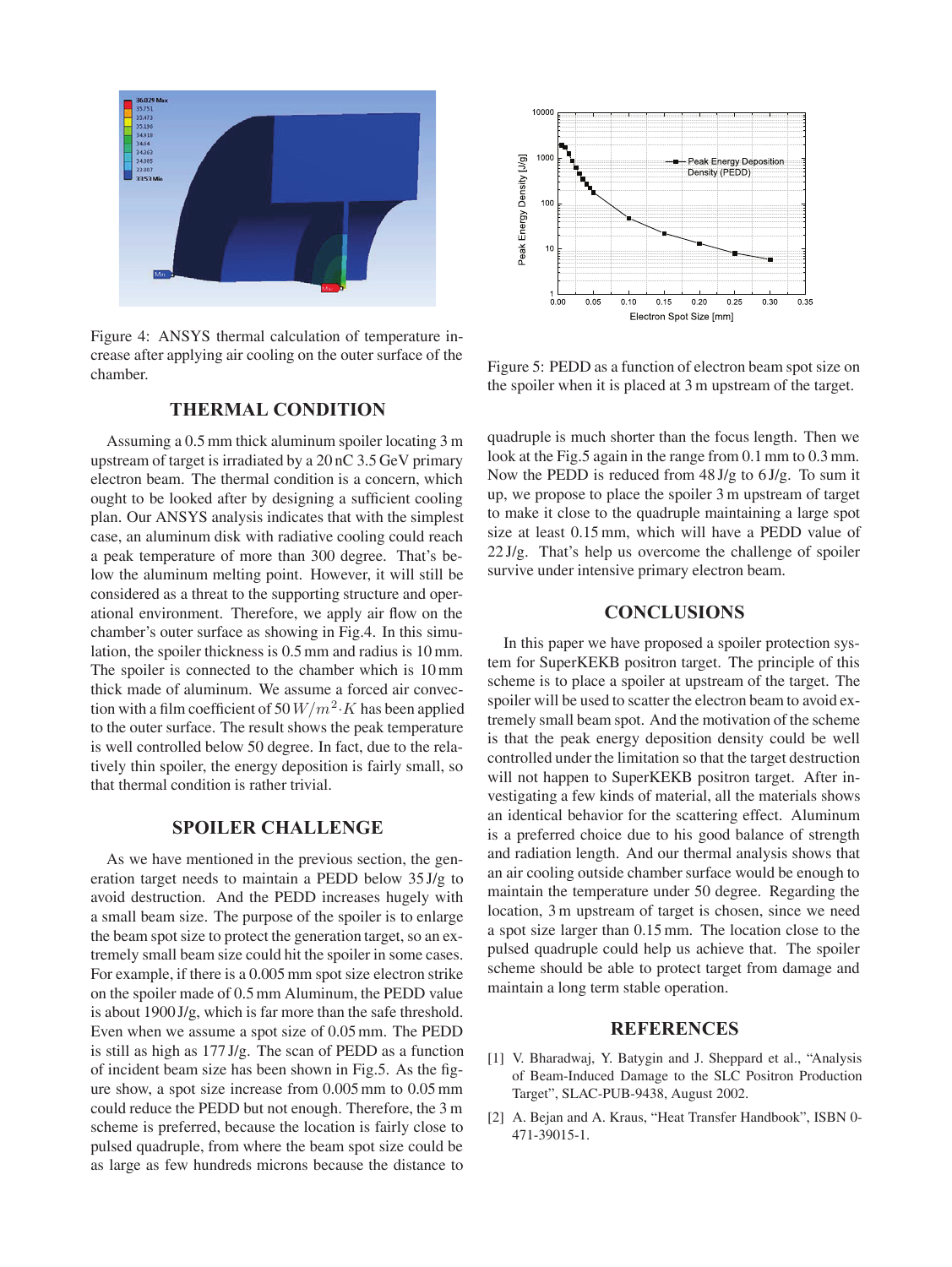Figure 4: ANSYS thermal calculation of temperature increase after applying air cooling on the outer surface of the chamber.

Peak Energy Density [J/g]
10000
1000
100
10
1
0.00 0.05 0.10 0.15 0.20 0.25 0.30 0.35
Electron Spot Size [mm]
Peak Energy Deposition Density (PEDD)

Figure 5: PEDD as a function of electron beam spot size on the spoiler when it is placed at 3 m upstream of the target.

## THERMAL CONDITION

Assuming a 0.5 mm thick aluminum spoiler locating 3 m upstream of target is irradiated by a 20 nC 3.5 GeV primary electron beam. The thermal condition is a concern, which ought to be looked after by designing a sufficient cooling plan. Our ANSYS analysis indicates that with the simplest case, an aluminum disk with radiative cooling could reach a peak temperature of more than 300 degree. That's below the aluminum melting point. However, it will still be considered as a threat to the supporting structure and operational environment. Therefore, we apply air flow on the chamber's outer surface as showing in Fig.4. In this simulation, the spoiler thickness is 0.5 mm and radius is 10 mm. The spoiler is connected to the chamber which is 10 mm thick made of aluminum. We assume a forced air convection with a film coefficient of $50\,W/m^2{\cdot}K$ has been applied to the outer surface. The result shows the peak temperature is well controlled below 50 degree. In fact, due to the relatively thin spoiler, the energy deposition is fairly small, so that thermal condition is rather trivial.

## SPOILER CHALLENGE

As we have mentioned in the previous section, the generation target needs to maintain a PEDD below 35 J/g to avoid destruction. And the PEDD increases hugely with a small beam size. The purpose of the spoiler is to enlarge the beam spot size to protect the generation target, so an extremely small beam size could hit the spoiler in some cases. For example, if there is a 0.005 mm spot size electron strike on the spoiler made of 0.5 mm Aluminum, the PEDD value is about 1900 J/g, which is far more than the safe threshold. Even when we assume a spot size of 0.05 mm. The PEDD is still as high as 177 J/g. The scan of PEDD as a function of incident beam size has been shown in Fig.5. As the figure show, a spot size increase from 0.005 mm to 0.05 mm could reduce the PEDD but not enough. Therefore, the 3 m scheme is preferred, because the location is fairly close to pulsed quadruple, from where the beam spot size could be as large as few hundreds microns because the distance to quadruple is much shorter than the focus length. Then we look at the Fig.5 again in the range from 0.1 mm to 0.3 mm. Now the PEDD is reduced from 48 J/g to 6 J/g. To sum it up, we propose to place the spoiler 3 m upstream of target to make it close to the quadruple maintaining a large spot size at least 0.15 mm, which will have a PEDD value of 22 J/g. That's help us overcome the challenge of spoiler survive under intensive primary electron beam.

## CONCLUSIONS

In this paper we have proposed a spoiler protection system for SuperKEKB positron target. The principle of this scheme is to place a spoiler at upstream of the target. The spoiler will be used to scatter the electron beam to avoid extremely small beam spot. And the motivation of the scheme is that the peak energy deposition density could be well controlled under the limitation so that the target destruction will not happen to SuperKEKB positron target. After investigating a few kinds of material, all the materials shows an identical behavior for the scattering effect. Aluminum is a preferred choice due to his good balance of strength and radiation length. And our thermal analysis shows that an air cooling outside chamber surface would be enough to maintain the temperature under 50 degree. Regarding the location, 3 m upstream of target is chosen, since we need a spot size larger than 0.15 mm. The location close to the pulsed quadruple could help us achieve that. The spoiler scheme should be able to protect target from damage and maintain a long term stable operation.

## REFERENCES

[1] V. Bharadwaj, Y. Batygin and J. Sheppard et al., "Analysis of Beam-Induced Damage to the SLC Positron Production Target", SLAC-PUB-9438, August 2002.

[2] A. Bejan and A. Kraus, "Heat Transfer Handbook", ISBN 0-471-39015-1.